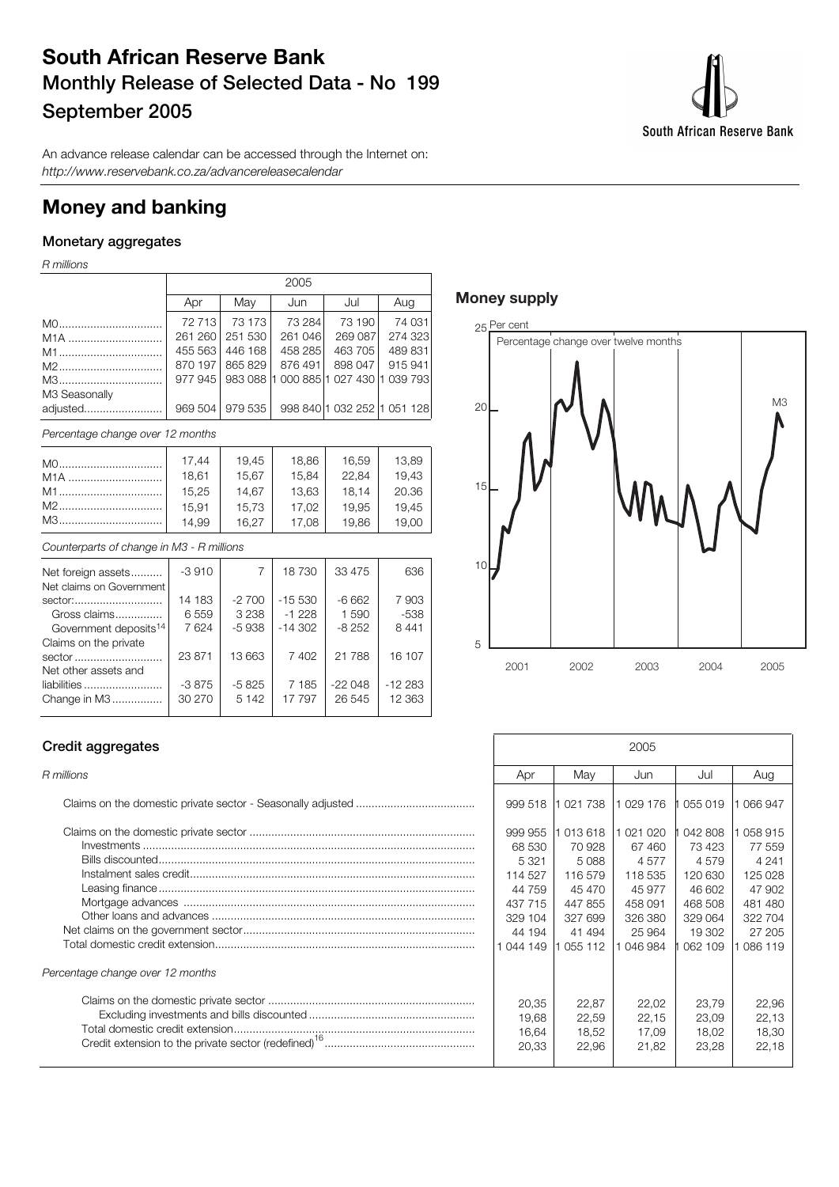# South African Reserve Bank

## Monthly Release of Selected Data - No 199

## September 2005

South African Reserve Bank

An advance release calendar can be accessed through the Internet on:
*http://www.reservebank.co.za/advancereleasecalendar*

# Money and banking

### Monetary aggregates

*R millions*

| | 2005 | | | | |
|---|---|---|---|---|---|
| | Apr | May | Jun | Jul | Aug |
| M0 | 72 713 | 73 173 | 73 284 | 73 190 | 74 031 |
| M1A | 261 260 | 251 530 | 261 046 | 269 087 | 274 323 |
| M1 | 455 563 | 446 168 | 458 285 | 463 705 | 489 831 |
| M2 | 870 197 | 865 829 | 876 491 | 898 047 | 915 941 |
| M3 | 977 945 | 983 088 | 1 000 885 | 1 027 430 | 1 039 793 |
| M3 Seasonally adjusted | 969 504 | 979 535 | 998 840 | 1 032 252 | 1 051 128 |

*Percentage change over 12 months*

| | Apr | May | Jun | Jul | Aug |
|---|---|---|---|---|---|
| M0 | 17,44 | 19,45 | 18,86 | 16,59 | 13,89 |
| M1A | 18,61 | 15,67 | 15,84 | 22,84 | 19,43 |
| M1 | 15,25 | 14,67 | 13,63 | 18,14 | 20.36 |
| M2 | 15,91 | 15,73 | 17,02 | 19,95 | 19,45 |
| M3 | 14,99 | 16,27 | 17,08 | 19,86 | 19,00 |

*Counterparts of change in M3 - R millions*

| | Apr | May | Jun | Jul | Aug |
|---|---|---|---|---|---|
| Net foreign assets | -3 910 | 7 | 18 730 | 33 475 | 636 |
| Net claims on Government sector: | 14 183 | -2 700 | -15 530 | -6 662 | 7 903 |
| Gross claims | 6 559 | 3 238 | -1 228 | 1 590 | -538 |
| Government deposits[14] | 7 624 | -5 938 | -14 302 | -8 252 | 8 441 |
| Claims on the private sector | 23 871 | 13 663 | 7 402 | 21 788 | 16 107 |
| Net other assets and liabilities | -3 875 | -5 825 | 7 185 | -22 048 | -12 283 |
| Change in M3 | 30 270 | 5 142 | 17 797 | 26 545 | 12 363 |

### Money supply

Per cent

Percentage change over twelve months

25

20

15

10

5

M3

2001 2002 2003 2004 2005

### Credit aggregates

*R millions*

| | 2005 | | | | |
|---|---|---|---|---|---|
| | Apr | May | Jun | Jul | Aug |
| Claims on the domestic private sector - Seasonally adjusted | 999 518 | 1 021 738 | 1 029 176 | 1 055 019 | 1 066 947 |
| Claims on the domestic private sector | 999 955 | 1 013 618 | 1 021 020 | 1 042 808 | 1 058 915 |
| Investments | 68 530 | 70 928 | 67 460 | 73 423 | 77 559 |
| Bills discounted | 5 321 | 5 088 | 4 577 | 4 579 | 4 241 |
| Instalment sales credit | 114 527 | 116 579 | 118 535 | 120 630 | 125 028 |
| Leasing finance | 44 759 | 45 470 | 45 977 | 46 602 | 47 902 |
| Mortgage advances | 437 715 | 447 855 | 458 091 | 468 508 | 481 480 |
| Other loans and advances | 329 104 | 327 699 | 326 380 | 329 064 | 322 704 |
| Net claims on the government sector | 44 194 | 41 494 | 25 964 | 19 302 | 27 205 |
| Total domestic credit extension | 1 044 149 | 1 055 112 | 1 046 984 | 1 062 109 | 1 086 119 |
| *Percentage change over 12 months* | | | | | |
| Claims on the domestic private sector | 20,35 | 22,87 | 22,02 | 23,79 | 22,96 |
| Excluding investments and bills discounted | 19,68 | 22,59 | 22,15 | 23,09 | 22,13 |
| Total domestic credit extension | 16,64 | 18,52 | 17,09 | 18,02 | 18,30 |
| Credit extension to the private sector (redefined)[16] | 20,33 | 22,96 | 21,82 | 23,28 | 22,18 |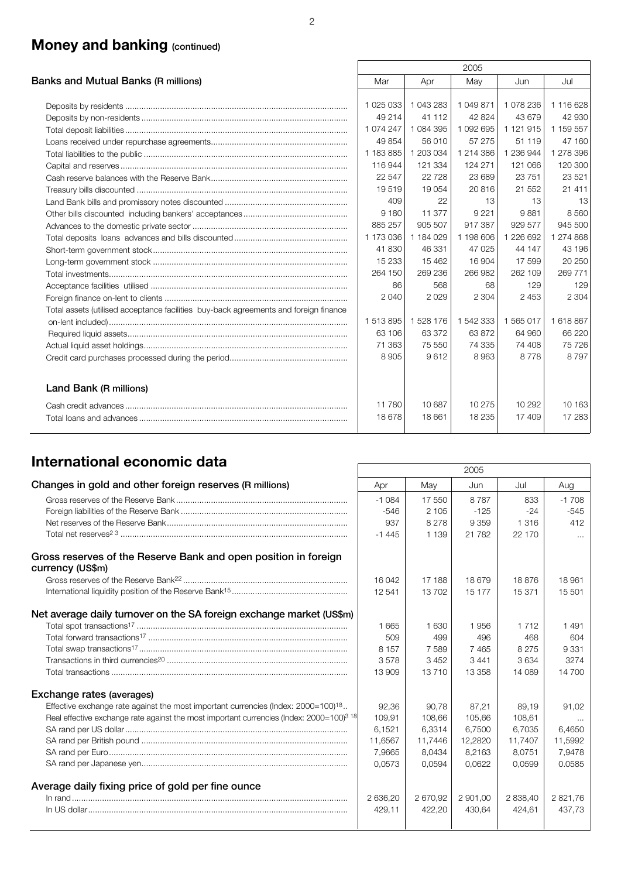## Money and banking (continued)

| Banks and Mutual Banks (R millions) | 2005 | | | | |
|---|---|---|---|---|---|
| | Mar | Apr | May | Jun | Jul |
| Deposits by residents | 1 025 033 | 1 043 283 | 1 049 871 | 1 078 236 | 1 116 628 |
| Deposits by non-residents | 49 214 | 41 112 | 42 824 | 43 679 | 42 930 |
| Total deposit liabilities | 1 074 247 | 1 084 395 | 1 092 695 | 1 121 915 | 1 159 557 |
| Loans received under repurchase agreements | 49 854 | 56 010 | 57 275 | 51 119 | 47 160 |
| Total liabilities to the public | 1 183 885 | 1 203 034 | 1 214 386 | 1 236 944 | 1 278 396 |
| Capital and reserves | 116 944 | 121 334 | 124 271 | 121 066 | 120 300 |
| Cash reserve balances with the Reserve Bank | 22 547 | 22 728 | 23 689 | 23 751 | 23 521 |
| Treasury bills discounted | 19 519 | 19 054 | 20 816 | 21 552 | 21 411 |
| Land Bank bills and promissory notes discounted | 409 | 22 | 13 | 13 | 13 |
| Other bills discounted including bankers' acceptances | 9 180 | 11 377 | 9 221 | 9 881 | 8 560 |
| Advances to the domestic private sector | 885 257 | 905 507 | 917 387 | 929 577 | 945 500 |
| Total deposits loans advances and bills discounted | 1 173 036 | 1 184 029 | 1 198 606 | 1 226 692 | 1 274 868 |
| Short-term government stock | 41 830 | 46 331 | 47 025 | 44 147 | 43 196 |
| Long-term government stock | 15 233 | 15 462 | 16 904 | 17 599 | 20 250 |
| Total investments | 264 150 | 269 236 | 266 982 | 262 109 | 269 771 |
| Acceptance facilities utilised | 86 | 568 | 68 | 129 | 129 |
| Foreign finance on-lent to clients | 2 040 | 2 029 | 2 304 | 2 453 | 2 304 |
| Total assets (utilised acceptance facilities buy-back agreements and foreign finance on-lent included) | 1 513 895 | 1 528 176 | 1 542 333 | 1 565 017 | 1 618 867 |
| Required liquid assets | 63 106 | 63 372 | 63 872 | 64 960 | 66 220 |
| Actual liquid asset holdings | 71 363 | 75 550 | 74 335 | 74 408 | 75 726 |
| Credit card purchases processed during the period | 8 905 | 9 612 | 8 963 | 8 778 | 8 797 |
| **Land Bank (R millions)** | | | | | |
| Cash credit advances | 11 780 | 10 687 | 10 275 | 10 292 | 10 163 |
| Total loans and advances | 18 678 | 18 661 | 18 235 | 17 409 | 17 283 |

## International economic data

| | 2005 | | | | |
|---|---|---|---|---|---|
| **Changes in gold and other foreign reserves (R millions)** | Apr | May | Jun | Jul | Aug |
| Gross reserves of the Reserve Bank | -1 084 | 17 550 | 8 787 | 833 | -1 708 |
| Foreign liabilities of the Reserve Bank | -546 | 2 105 | -125 | -24 | -545 |
| Net reserves of the Reserve Bank | 937 | 8 278 | 9 359 | 1 316 | 412 |
| Total net reserves[2 3] | -1 445 | 1 139 | 21 782 | 22 170 | ... |
| **Gross reserves of the Reserve Bank and open position in foreign currency (US$m)** | | | | | |
| Gross reserves of the Reserve Bank[22] | 16 042 | 17 188 | 18 679 | 18 876 | 18 961 |
| International liquidity position of the Reserve Bank[15] | 12 541 | 13 702 | 15 177 | 15 371 | 15 501 |
| **Net average daily turnover on the SA foreign exchange market (US$m)** | | | | | |
| Total spot transactions[17] | 1 665 | 1 630 | 1 956 | 1 712 | 1 491 |
| Total forward transactions[17] | 509 | 499 | 496 | 468 | 604 |
| Total swap transactions[17] | 8 157 | 7 589 | 7 465 | 8 275 | 9 331 |
| Transactions in third currencies[20] | 3 578 | 3 452 | 3 441 | 3 634 | 3274 |
| Total transactions | 13 909 | 13 710 | 13 358 | 14 089 | 14 700 |
| **Exchange rates (averages)** | | | | | |
| Effective exchange rate against the most important currencies (Index: 2000=100)[18] .. | 92,36 | 90,78 | 87,21 | 89,19 | 91,02 |
| Real effective exchange rate against the most important currencies (Index: 2000=100)[3 18] | 109,91 | 108,66 | 105,66 | 108,61 | ... |
| SA rand per US dollar | 6,1521 | 6,3314 | 6,7500 | 6,7035 | 6,4650 |
| SA rand per British pound | 11,6567 | 11,7446 | 12,2820 | 11,7407 | 11,5992 |
| SA rand per Euro | 7,9665 | 8,0434 | 8,2163 | 8,0751 | 7,9478 |
| SA rand per Japanese yen | 0,0573 | 0,0594 | 0,0622 | 0,0599 | 0.0585 |
| **Average daily fixing price of gold per fine ounce** | | | | | |
| In rand | 2 636,20 | 2 670,92 | 2 901,00 | 2 838,40 | 2 821,76 |
| In US dollar | 429,11 | 422,20 | 430,64 | 424,61 | 437,73 |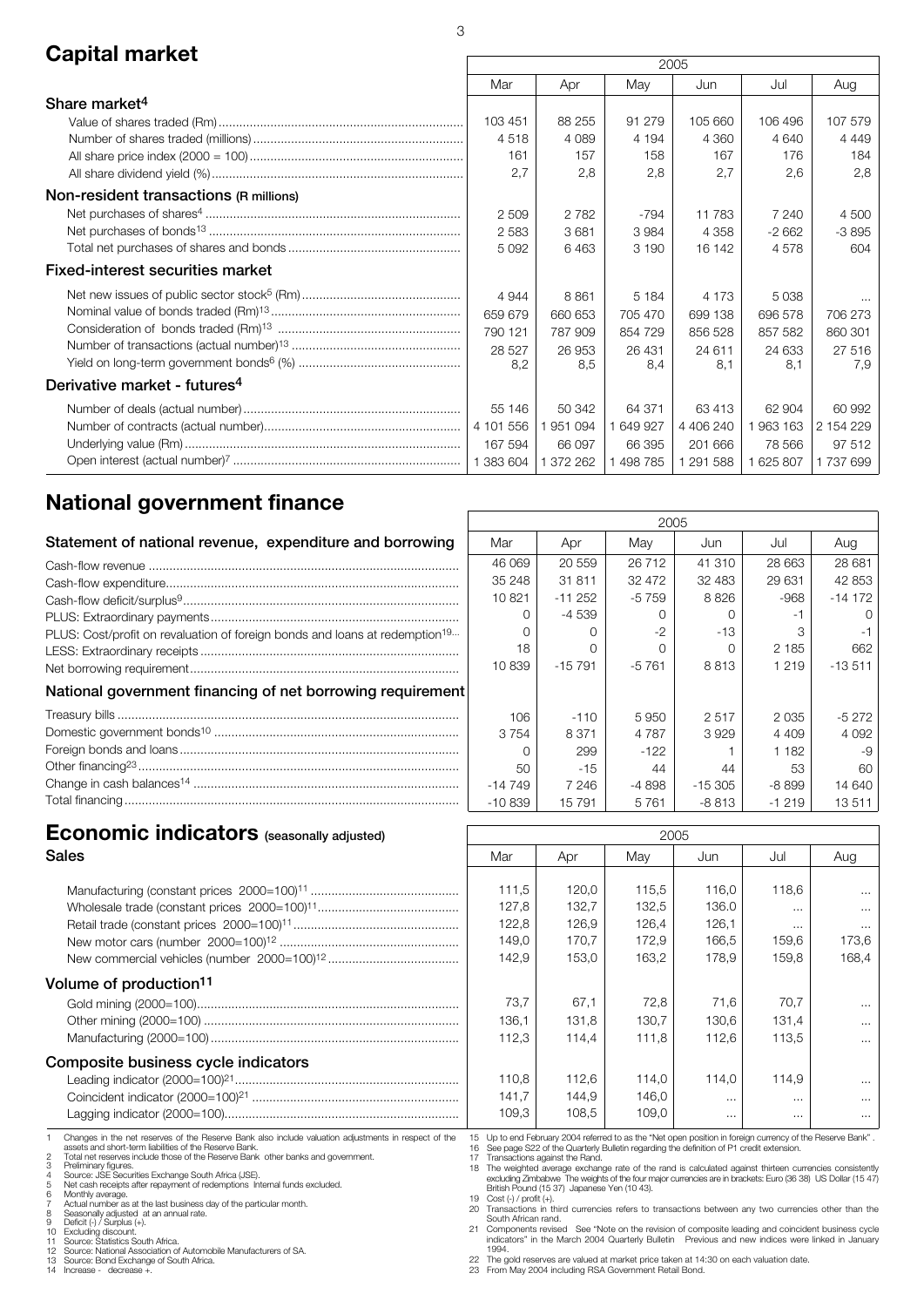## Capital market

| | 2005 | | | | | |
|---|---|---|---|---|---|---|
| | Mar | Apr | May | Jun | Jul | Aug |
| **Share market[4]** | | | | | | |
| Value of shares traded (Rm) | 103 451 | 88 255 | 91 279 | 105 660 | 106 496 | 107 579 |
| Number of shares traded (millions) | 4 518 | 4 089 | 4 194 | 4 360 | 4 640 | 4 449 |
| All share price index (2000 = 100) | 161 | 157 | 158 | 167 | 176 | 184 |
| All share dividend yield (%) | 2,7 | 2,8 | 2,8 | 2,7 | 2,6 | 2,8 |
| **Non-resident transactions (R millions)** | | | | | | |
| Net purchases of shares[4] | 2 509 | 2 782 | -794 | 11 783 | 7 240 | 4 500 |
| Net purchases of bonds[13] | 2 583 | 3 681 | 3 984 | 4 358 | -2 662 | -3 895 |
| Total net purchases of shares and bonds | 5 092 | 6 463 | 3 190 | 16 142 | 4 578 | 604 |
| **Fixed-interest securities market** | | | | | | |
| Net new issues of public sector stock[5] (Rm) | 4 944 | 8 861 | 5 184 | 4 173 | 5 038 | ... |
| Nominal value of bonds traded (Rm)[13] | 659 679 | 660 653 | 705 470 | 699 138 | 696 578 | 706 273 |
| Consideration of bonds traded (Rm)[13] | 790 121 | 787 909 | 854 729 | 856 528 | 857 582 | 860 301 |
| Number of transactions (actual number)[13] | 28 527 | 26 953 | 26 431 | 24 611 | 24 633 | 27 516 |
| Yield on long-term government bonds[6] (%) | 8,2 | 8,5 | 8,4 | 8,1 | 8,1 | 7,9 |
| **Derivative market - futures[4]** | | | | | | |
| Number of deals (actual number) | 55 146 | 50 342 | 64 371 | 63 413 | 62 904 | 60 992 |
| Number of contracts (actual number) | 4 101 556 | 1 951 094 | 1 649 927 | 4 406 240 | 1 963 163 | 2 154 229 |
| Underlying value (Rm) | 167 594 | 66 097 | 66 395 | 201 666 | 78 566 | 97 512 |
| Open interest (actual number)[7] | 1 383 604 | 1 372 262 | 1 498 785 | 1 291 588 | 1 625 807 | 1 737 699 |

## National government finance

| | 2005 | | | | | |
|---|---|---|---|---|---|---|
| **Statement of national revenue, expenditure and borrowing** | Mar | Apr | May | Jun | Jul | Aug |
| Cash-flow revenue | 46 069 | 20 559 | 26 712 | 41 310 | 28 663 | 28 681 |
| Cash-flow expenditure | 35 248 | 31 811 | 32 472 | 32 483 | 29 631 | 42 853 |
| Cash-flow deficit/surplus[9] | 10 821 | -11 252 | -5 759 | 8 826 | -968 | -14 172 |
| PLUS: Extraordinary payments | 0 | -4 539 | 0 | 0 | -1 | 0 |
| PLUS: Cost/profit on revaluation of foreign bonds and loans at redemption[19] | 0 | 0 | -2 | -13 | 3 | -1 |
| LESS: Extraordinary receipts | 18 | 0 | 0 | 0 | 2 185 | 662 |
| Net borrowing requirement | 10 839 | -15 791 | -5 761 | 8 813 | 1 219 | -13 511 |
| **National government financing of net borrowing requirement** | | | | | | |
| Treasury bills | 106 | -110 | 5 950 | 2 517 | 2 035 | -5 272 |
| Domestic government bonds[10] | 3 754 | 8 371 | 4 787 | 3 929 | 4 409 | 4 092 |
| Foreign bonds and loans | 0 | 299 | -122 | 1 | 1 182 | -9 |
| Other financing[23] | 50 | -15 | 44 | 44 | 53 | 60 |
| Change in cash balances[14] | -14 749 | 7 246 | -4 898 | -15 305 | -8 899 | 14 640 |
| Total financing | -10 839 | 15 791 | 5 761 | -8 813 | -1 219 | 13 511 |

## Economic indicators (seasonally adjusted)

| | 2005 | | | | | |
|---|---|---|---|---|---|---|
| **Sales** | Mar | Apr | May | Jun | Jul | Aug |
| Manufacturing (constant prices 2000=100)[11] | 111,5 | 120,0 | 115,5 | 116,0 | 118,6 | ... |
| Wholesale trade (constant prices 2000=100)[11] | 127,8 | 132,7 | 132,5 | 136.0 | ... | ... |
| Retail trade (constant prices 2000=100)[11] | 122,8 | 126,9 | 126,4 | 126,1 | ... | ... |
| New motor cars (number 2000=100)[12] | 149,0 | 170,7 | 172,9 | 166,5 | 159,6 | 173,6 |
| New commercial vehicles (number 2000=100)[12] | 142,9 | 153,0 | 163,2 | 178,9 | 159,8 | 168,4 |
| **Volume of production[11]** | | | | | | |
| Gold mining (2000=100) | 73,7 | 67,1 | 72,8 | 71,6 | 70,7 | ... |
| Other mining (2000=100) | 136,1 | 131,8 | 130,7 | 130,6 | 131,4 | ... |
| Manufacturing (2000=100) | 112,3 | 114,4 | 111,8 | 112,6 | 113,5 | ... |
| **Composite business cycle indicators** | | | | | | |
| Leading indicator (2000=100)[21] | 110,8 | 112,6 | 114,0 | 114,0 | 114,9 | ... |
| Coincident indicator (2000=100)[21] | 141,7 | 144,9 | 146,0 | ... | ... | ... |
| Lagging indicator (2000=100) | 109,3 | 108,5 | 109,0 | ... | ... | ... |

1 Changes in the net reserves of the Reserve Bank also include valuation adjustments in respect of the assets and short-term liabilities of the Reserve Bank.
2 Total net reserves include those of the Reserve Bank other banks and government.
3 Preliminary figures.
4 Source: JSE Securities Exchange South Africa (JSE).
5 Net cash receipts after repayment of redemptions Internal funds excluded.
6 Monthly average.
7 Actual number as at the last business day of the particular month.
8 Seasonally adjusted at an annual rate.
9 Deficit (-) / Surplus (+).
10 Excluding discount.
11 Source: Statistics South Africa.
12 Source: National Association of Automobile Manufacturers of SA.
13 Source: Bond Exchange of South Africa.
14 Increase - decrease +.
15 Up to end February 2004 referred to as the "Net open position in foreign currency of the Reserve Bank".
16 See page S22 of the Quarterly Bulletin regarding the definition of P1 credit extension.
17 Transactions against the Rand.
18 The weighted average exchange rate of the rand is calculated against thirteen currencies consistently excluding Zimbabwe The weights of the four major currencies are in brackets: Euro (36 38) US Dollar (15 47) British Pound (15 37) Japanese Yen (10 43).
19 Cost (-) / profit (+).
20 Transactions in third currencies refers to transactions between any two currencies other than the South African rand.
21 Components revised See "Note on the revision of composite leading and coincident business cycle indicators" in the March 2004 Quarterly Bulletin Previous and new indices were linked in January 1994.
22 The gold reserves are valued at market price taken at 14:30 on each valuation date.
23 From May 2004 including RSA Government Retail Bond.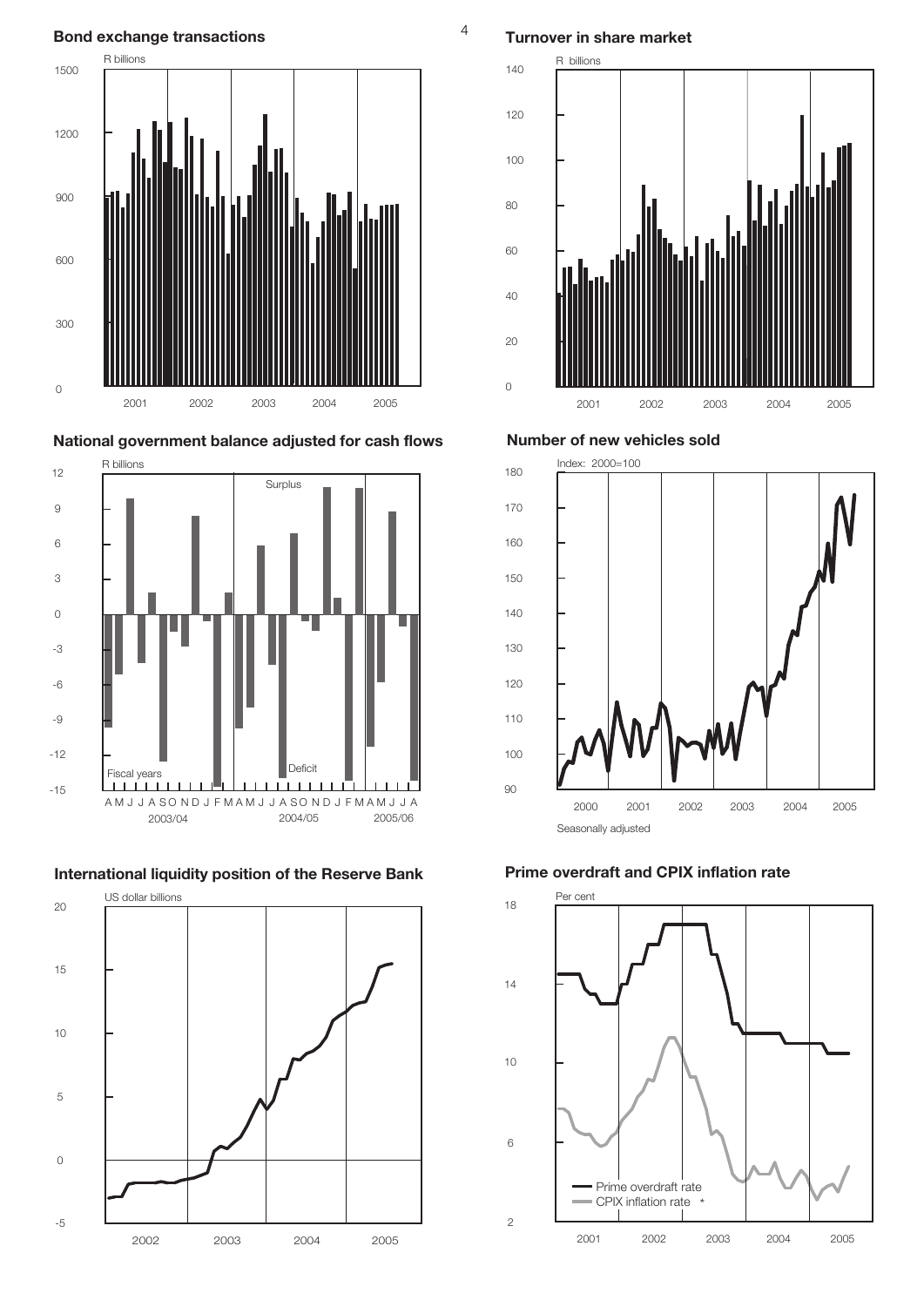## Bond exchange transactions

R billions

1500
1200
900
600
300
0

2001 2002 2003 2004 2005

## Turnover in share market

R billions

140
120
100
80
60
40
20
0

2001 2002 2003 2004 2005

## National government balance adjusted for cash flows

R billions

12
9
6
3
0
-3
-6
-9
-12
-15

Surplus

Deficit

Fiscal years

A M J J A S O N D J F M A M J J A S O N D J F M A M J J A

2003/04 2004/05 2005/06

## Number of new vehicles sold

Index: 2000=100

180
170
160
150
140
130
120
110
100
90

2000 2001 2002 2003 2004 2005

Seasonally adjusted

## International liquidity position of the Reserve Bank

US dollar billions

20
15
10
5
0
-5

2002 2003 2004 2005

## Prime overdraft and CPIX inflation rate

Per cent

18
14
10
6
2

Prime overdraft rate

CPIX inflation rate *

2001 2002 2003 2004 2005